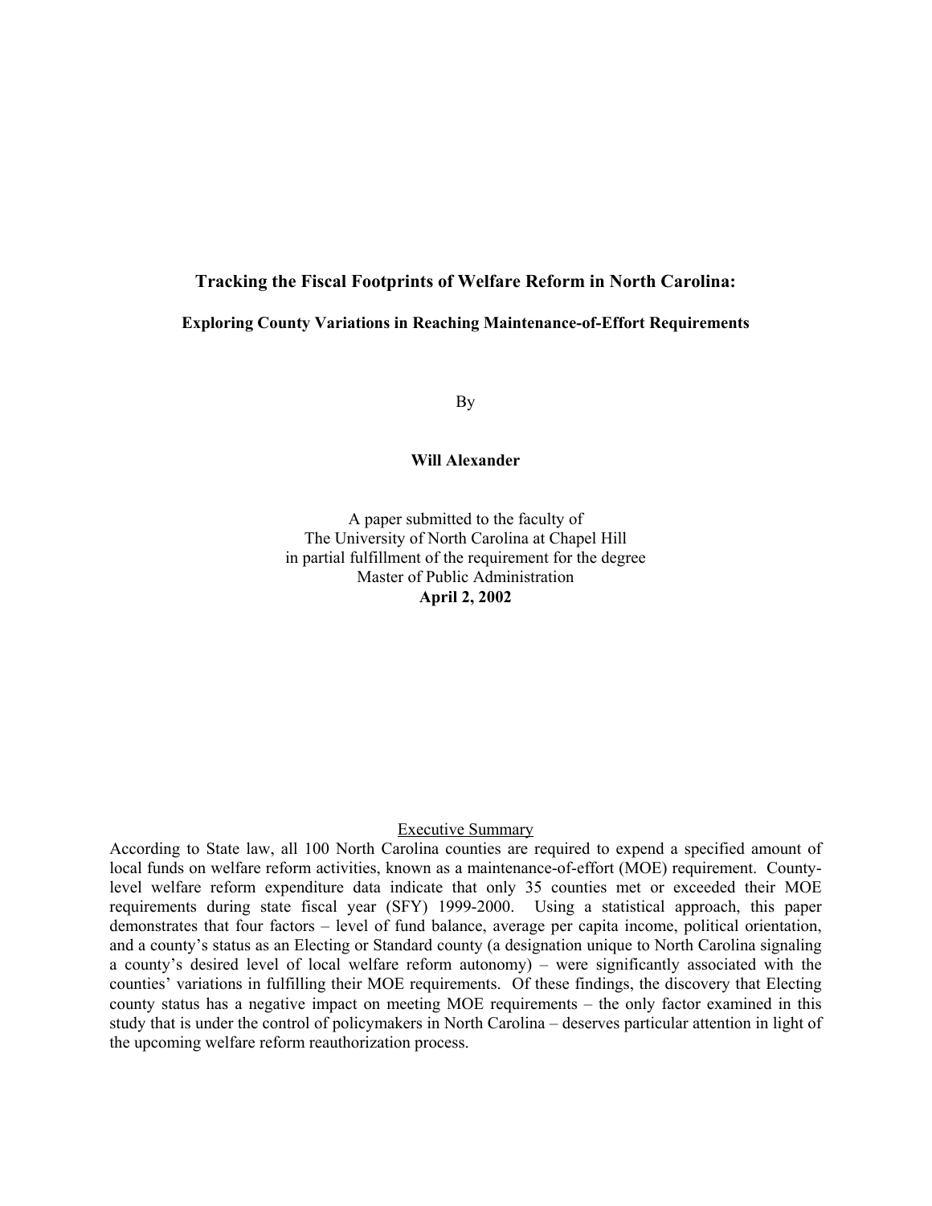# Tracking the Fiscal Footprints of Welfare Reform in North Carolina:

## Exploring County Variations in Reaching Maintenance-of-Effort Requirements

By

**Will Alexander**

A paper submitted to the faculty of
The University of North Carolina at Chapel Hill
in partial fulfillment of the requirement for the degree
Master of Public Administration
**April 2, 2002**

Executive Summary

According to State law, all 100 North Carolina counties are required to expend a specified amount of local funds on welfare reform activities, known as a maintenance-of-effort (MOE) requirement. County-level welfare reform expenditure data indicate that only 35 counties met or exceeded their MOE requirements during state fiscal year (SFY) 1999-2000. Using a statistical approach, this paper demonstrates that four factors – level of fund balance, average per capita income, political orientation, and a county's status as an Electing or Standard county (a designation unique to North Carolina signaling a county's desired level of local welfare reform autonomy) – were significantly associated with the counties' variations in fulfilling their MOE requirements. Of these findings, the discovery that Electing county status has a negative impact on meeting MOE requirements – the only factor examined in this study that is under the control of policymakers in North Carolina – deserves particular attention in light of the upcoming welfare reform reauthorization process.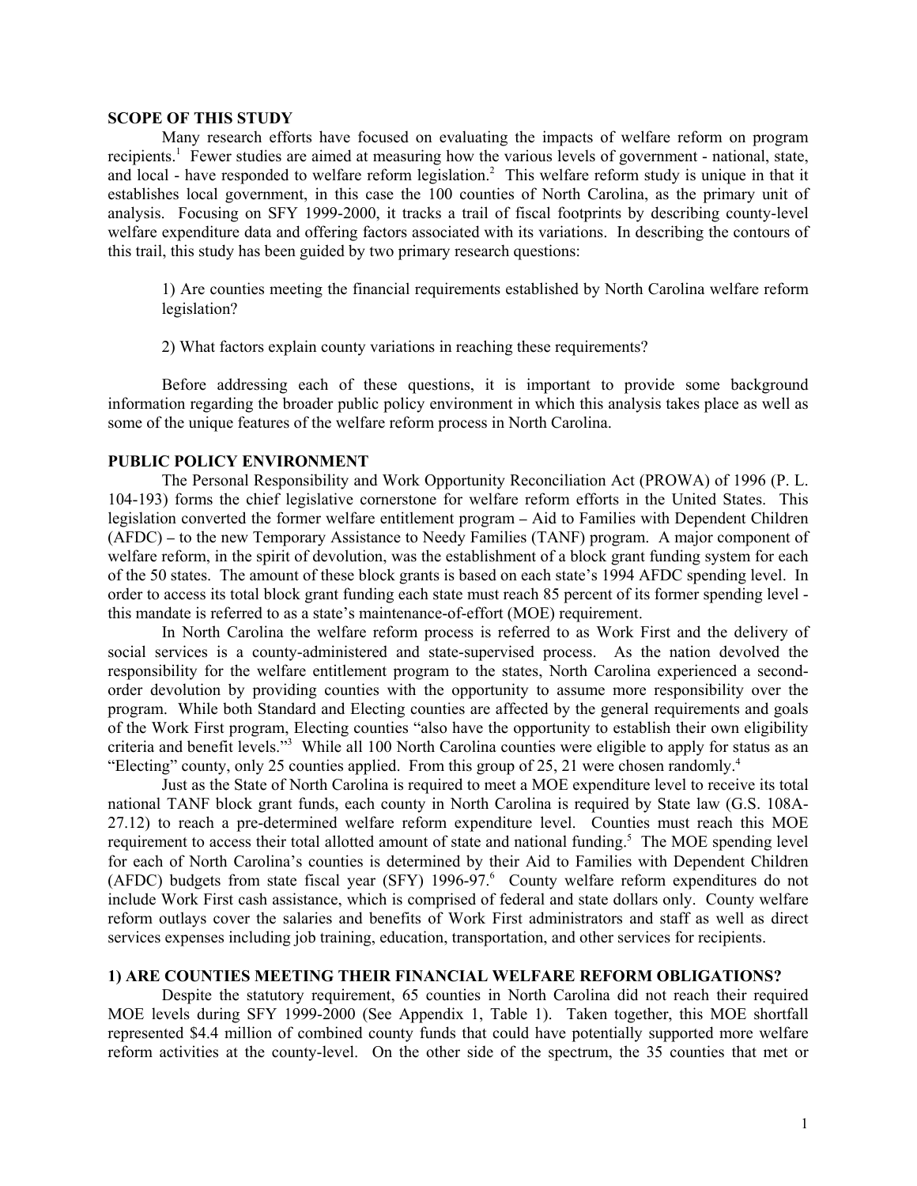**SCOPE OF THIS STUDY**

Many research efforts have focused on evaluating the impacts of welfare reform on program recipients.[1] Fewer studies are aimed at measuring how the various levels of government - national, state, and local - have responded to welfare reform legislation.[2] This welfare reform study is unique in that it establishes local government, in this case the 100 counties of North Carolina, as the primary unit of analysis. Focusing on SFY 1999-2000, it tracks a trail of fiscal footprints by describing county-level welfare expenditure data and offering factors associated with its variations. In describing the contours of this trail, this study has been guided by two primary research questions:

1) Are counties meeting the financial requirements established by North Carolina welfare reform legislation?

2) What factors explain county variations in reaching these requirements?

Before addressing each of these questions, it is important to provide some background information regarding the broader public policy environment in which this analysis takes place as well as some of the unique features of the welfare reform process in North Carolina.

**PUBLIC POLICY ENVIRONMENT**

The Personal Responsibility and Work Opportunity Reconciliation Act (PROWA) of 1996 (P. L. 104-193) forms the chief legislative cornerstone for welfare reform efforts in the United States. This legislation converted the former welfare entitlement program – Aid to Families with Dependent Children (AFDC) – to the new Temporary Assistance to Needy Families (TANF) program. A major component of welfare reform, in the spirit of devolution, was the establishment of a block grant funding system for each of the 50 states. The amount of these block grants is based on each state's 1994 AFDC spending level. In order to access its total block grant funding each state must reach 85 percent of its former spending level - this mandate is referred to as a state's maintenance-of-effort (MOE) requirement.

In North Carolina the welfare reform process is referred to as Work First and the delivery of social services is a county-administered and state-supervised process. As the nation devolved the responsibility for the welfare entitlement program to the states, North Carolina experienced a second-order devolution by providing counties with the opportunity to assume more responsibility over the program. While both Standard and Electing counties are affected by the general requirements and goals of the Work First program, Electing counties "also have the opportunity to establish their own eligibility criteria and benefit levels."[3] While all 100 North Carolina counties were eligible to apply for status as an "Electing" county, only 25 counties applied. From this group of 25, 21 were chosen randomly.[4]

Just as the State of North Carolina is required to meet a MOE expenditure level to receive its total national TANF block grant funds, each county in North Carolina is required by State law (G.S. 108A-27.12) to reach a pre-determined welfare reform expenditure level. Counties must reach this MOE requirement to access their total allotted amount of state and national funding.[5] The MOE spending level for each of North Carolina's counties is determined by their Aid to Families with Dependent Children (AFDC) budgets from state fiscal year (SFY) 1996-97.[6] County welfare reform expenditures do not include Work First cash assistance, which is comprised of federal and state dollars only. County welfare reform outlays cover the salaries and benefits of Work First administrators and staff as well as direct services expenses including job training, education, transportation, and other services for recipients.

**1) ARE COUNTIES MEETING THEIR FINANCIAL WELFARE REFORM OBLIGATIONS?**

Despite the statutory requirement, 65 counties in North Carolina did not reach their required MOE levels during SFY 1999-2000 (See Appendix 1, Table 1). Taken together, this MOE shortfall represented $4.4 million of combined county funds that could have potentially supported more welfare reform activities at the county-level. On the other side of the spectrum, the 35 counties that met or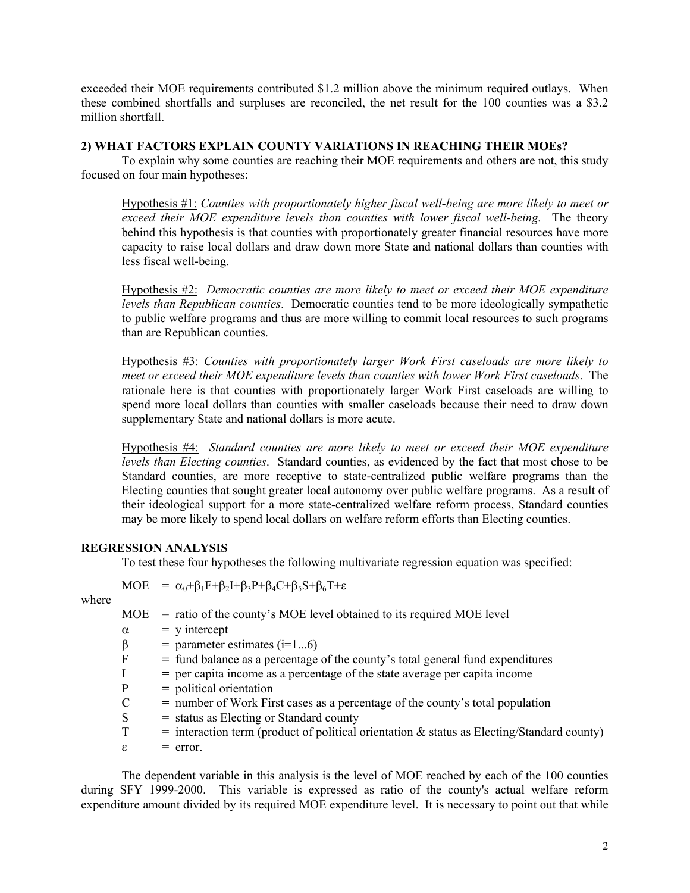exceeded their MOE requirements contributed $1.2 million above the minimum required outlays. When these combined shortfalls and surpluses are reconciled, the net result for the 100 counties was a $3.2 million shortfall.

### 2) WHAT FACTORS EXPLAIN COUNTY VARIATIONS IN REACHING THEIR MOEs?

To explain why some counties are reaching their MOE requirements and others are not, this study focused on four main hypotheses:

> Hypothesis #1: *Counties with proportionately higher fiscal well-being are more likely to meet or exceed their MOE expenditure levels than counties with lower fiscal well-being.* The theory behind this hypothesis is that counties with proportionately greater financial resources have more capacity to raise local dollars and draw down more State and national dollars than counties with less fiscal well-being.
>
> Hypothesis #2: *Democratic counties are more likely to meet or exceed their MOE expenditure levels than Republican counties*. Democratic counties tend to be more ideologically sympathetic to public welfare programs and thus are more willing to commit local resources to such programs than are Republican counties.
>
> Hypothesis #3: *Counties with proportionately larger Work First caseloads are more likely to meet or exceed their MOE expenditure levels than counties with lower Work First caseloads*. The rationale here is that counties with proportionately larger Work First caseloads are willing to spend more local dollars than counties with smaller caseloads because their need to draw down supplementary State and national dollars is more acute.
>
> Hypothesis #4: *Standard counties are more likely to meet or exceed their MOE expenditure levels than Electing counties*. Standard counties, as evidenced by the fact that most chose to be Standard counties, are more receptive to state-centralized public welfare programs than the Electing counties that sought greater local autonomy over public welfare programs. As a result of their ideological support for a more state-centralized welfare reform process, Standard counties may be more likely to spend local dollars on welfare reform efforts than Electing counties.

### REGRESSION ANALYSIS

To test these four hypotheses the following multivariate regression equation was specified:

$$MOE = \alpha_0+\beta_1F+\beta_2I+\beta_3P+\beta_4C+\beta_5S+\beta_6T+\varepsilon$$

where

- MOE = ratio of the county's MOE level obtained to its required MOE level
- $\alpha$ = y intercept
- $\beta$ = parameter estimates (i=1...6)
- F = fund balance as a percentage of the county's total general fund expenditures
- I = per capita income as a percentage of the state average per capita income
- P = political orientation
- C = number of Work First cases as a percentage of the county's total population
- S = status as Electing or Standard county
- T = interaction term (product of political orientation & status as Electing/Standard county)
- $\varepsilon$ = error.

The dependent variable in this analysis is the level of MOE reached by each of the 100 counties during SFY 1999-2000. This variable is expressed as ratio of the county's actual welfare reform expenditure amount divided by its required MOE expenditure level. It is necessary to point out that while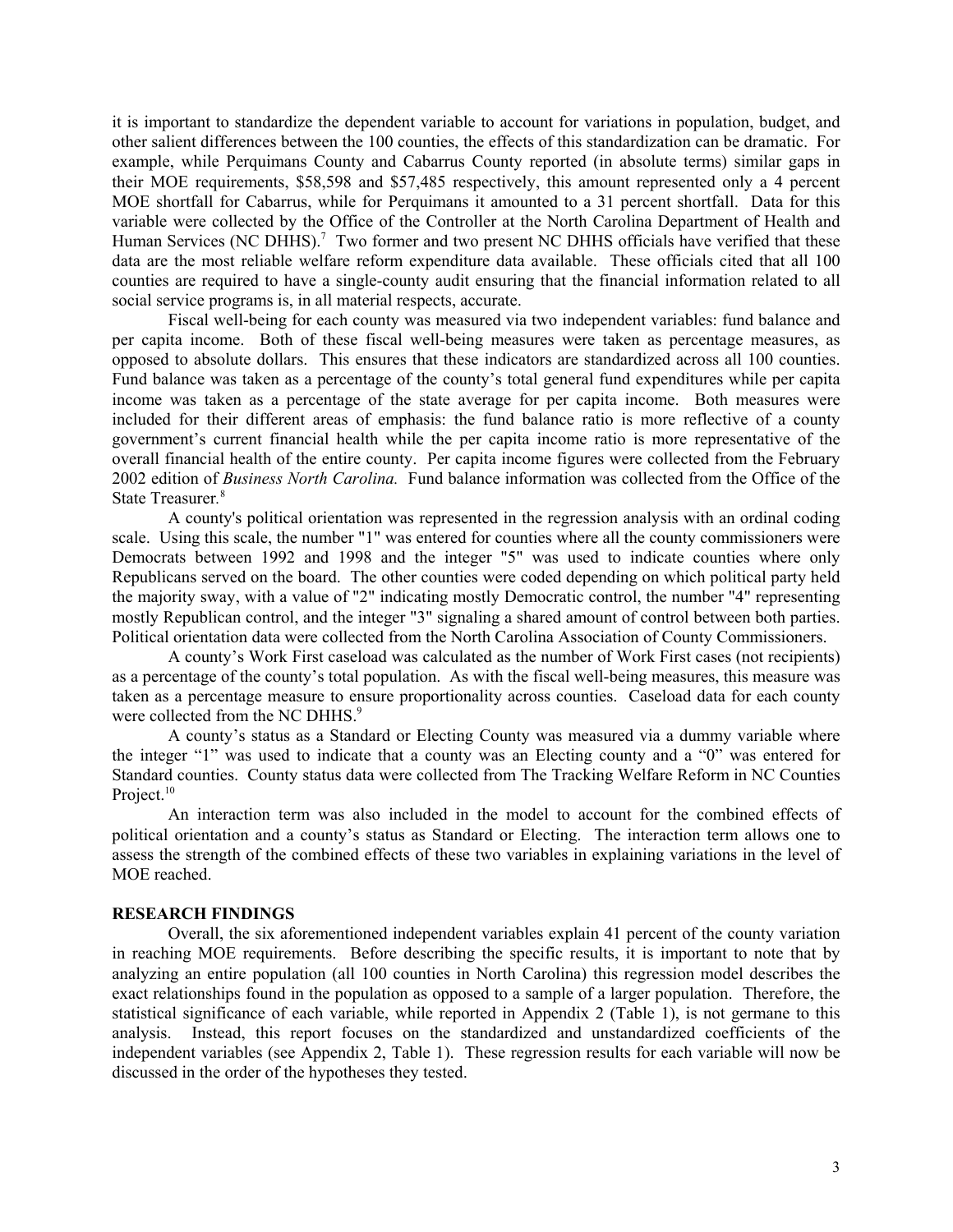it is important to standardize the dependent variable to account for variations in population, budget, and other salient differences between the 100 counties, the effects of this standardization can be dramatic. For example, while Perquimans County and Cabarrus County reported (in absolute terms) similar gaps in their MOE requirements, $58,598 and $57,485 respectively, this amount represented only a 4 percent MOE shortfall for Cabarrus, while for Perquimans it amounted to a 31 percent shortfall. Data for this variable were collected by the Office of the Controller at the North Carolina Department of Health and Human Services (NC DHHS).[7] Two former and two present NC DHHS officials have verified that these data are the most reliable welfare reform expenditure data available. These officials cited that all 100 counties are required to have a single-county audit ensuring that the financial information related to all social service programs is, in all material respects, accurate.

Fiscal well-being for each county was measured via two independent variables: fund balance and per capita income. Both of these fiscal well-being measures were taken as percentage measures, as opposed to absolute dollars. This ensures that these indicators are standardized across all 100 counties. Fund balance was taken as a percentage of the county's total general fund expenditures while per capita income was taken as a percentage of the state average for per capita income. Both measures were included for their different areas of emphasis: the fund balance ratio is more reflective of a county government's current financial health while the per capita income ratio is more representative of the overall financial health of the entire county. Per capita income figures were collected from the February 2002 edition of *Business North Carolina.* Fund balance information was collected from the Office of the State Treasurer.[8]

A county's political orientation was represented in the regression analysis with an ordinal coding scale. Using this scale, the number "1" was entered for counties where all the county commissioners were Democrats between 1992 and 1998 and the integer "5" was used to indicate counties where only Republicans served on the board. The other counties were coded depending on which political party held the majority sway, with a value of "2" indicating mostly Democratic control, the number "4" representing mostly Republican control, and the integer "3" signaling a shared amount of control between both parties. Political orientation data were collected from the North Carolina Association of County Commissioners.

A county's Work First caseload was calculated as the number of Work First cases (not recipients) as a percentage of the county's total population. As with the fiscal well-being measures, this measure was taken as a percentage measure to ensure proportionality across counties. Caseload data for each county were collected from the NC DHHS.[9]

A county's status as a Standard or Electing County was measured via a dummy variable where the integer "1" was used to indicate that a county was an Electing county and a "0" was entered for Standard counties. County status data were collected from The Tracking Welfare Reform in NC Counties Project.[10]

An interaction term was also included in the model to account for the combined effects of political orientation and a county's status as Standard or Electing. The interaction term allows one to assess the strength of the combined effects of these two variables in explaining variations in the level of MOE reached.

## RESEARCH FINDINGS

Overall, the six aforementioned independent variables explain 41 percent of the county variation in reaching MOE requirements. Before describing the specific results, it is important to note that by analyzing an entire population (all 100 counties in North Carolina) this regression model describes the exact relationships found in the population as opposed to a sample of a larger population. Therefore, the statistical significance of each variable, while reported in Appendix 2 (Table 1), is not germane to this analysis. Instead, this report focuses on the standardized and unstandardized coefficients of the independent variables (see Appendix 2, Table 1). These regression results for each variable will now be discussed in the order of the hypotheses they tested.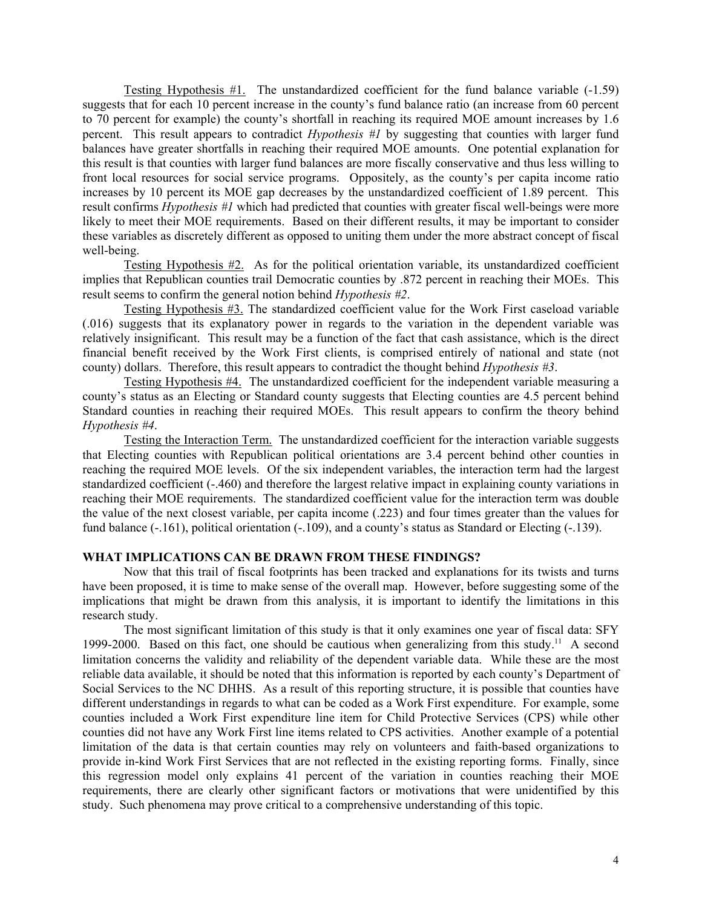Testing Hypothesis #1. The unstandardized coefficient for the fund balance variable (-1.59) suggests that for each 10 percent increase in the county's fund balance ratio (an increase from 60 percent to 70 percent for example) the county's shortfall in reaching its required MOE amount increases by 1.6 percent. This result appears to contradict *Hypothesis #1* by suggesting that counties with larger fund balances have greater shortfalls in reaching their required MOE amounts. One potential explanation for this result is that counties with larger fund balances are more fiscally conservative and thus less willing to front local resources for social service programs. Oppositely, as the county's per capita income ratio increases by 10 percent its MOE gap decreases by the unstandardized coefficient of 1.89 percent. This result confirms *Hypothesis #1* which had predicted that counties with greater fiscal well-beings were more likely to meet their MOE requirements. Based on their different results, it may be important to consider these variables as discretely different as opposed to uniting them under the more abstract concept of fiscal well-being.

Testing Hypothesis #2. As for the political orientation variable, its unstandardized coefficient implies that Republican counties trail Democratic counties by .872 percent in reaching their MOEs. This result seems to confirm the general notion behind *Hypothesis #2*.

Testing Hypothesis #3. The standardized coefficient value for the Work First caseload variable (.016) suggests that its explanatory power in regards to the variation in the dependent variable was relatively insignificant. This result may be a function of the fact that cash assistance, which is the direct financial benefit received by the Work First clients, is comprised entirely of national and state (not county) dollars. Therefore, this result appears to contradict the thought behind *Hypothesis #3*.

Testing Hypothesis #4. The unstandardized coefficient for the independent variable measuring a county's status as an Electing or Standard county suggests that Electing counties are 4.5 percent behind Standard counties in reaching their required MOEs. This result appears to confirm the theory behind *Hypothesis #4*.

Testing the Interaction Term. The unstandardized coefficient for the interaction variable suggests that Electing counties with Republican political orientations are 3.4 percent behind other counties in reaching the required MOE levels. Of the six independent variables, the interaction term had the largest standardized coefficient (-.460) and therefore the largest relative impact in explaining county variations in reaching their MOE requirements. The standardized coefficient value for the interaction term was double the value of the next closest variable, per capita income (.223) and four times greater than the values for fund balance (-.161), political orientation (-.109), and a county's status as Standard or Electing (-.139).

**WHAT IMPLICATIONS CAN BE DRAWN FROM THESE FINDINGS?**

Now that this trail of fiscal footprints has been tracked and explanations for its twists and turns have been proposed, it is time to make sense of the overall map. However, before suggesting some of the implications that might be drawn from this analysis, it is important to identify the limitations in this research study.

The most significant limitation of this study is that it only examines one year of fiscal data: SFY 1999-2000. Based on this fact, one should be cautious when generalizing from this study.[11] A second limitation concerns the validity and reliability of the dependent variable data. While these are the most reliable data available, it should be noted that this information is reported by each county's Department of Social Services to the NC DHHS. As a result of this reporting structure, it is possible that counties have different understandings in regards to what can be coded as a Work First expenditure. For example, some counties included a Work First expenditure line item for Child Protective Services (CPS) while other counties did not have any Work First line items related to CPS activities. Another example of a potential limitation of the data is that certain counties may rely on volunteers and faith-based organizations to provide in-kind Work First Services that are not reflected in the existing reporting forms. Finally, since this regression model only explains 41 percent of the variation in counties reaching their MOE requirements, there are clearly other significant factors or motivations that were unidentified by this study. Such phenomena may prove critical to a comprehensive understanding of this topic.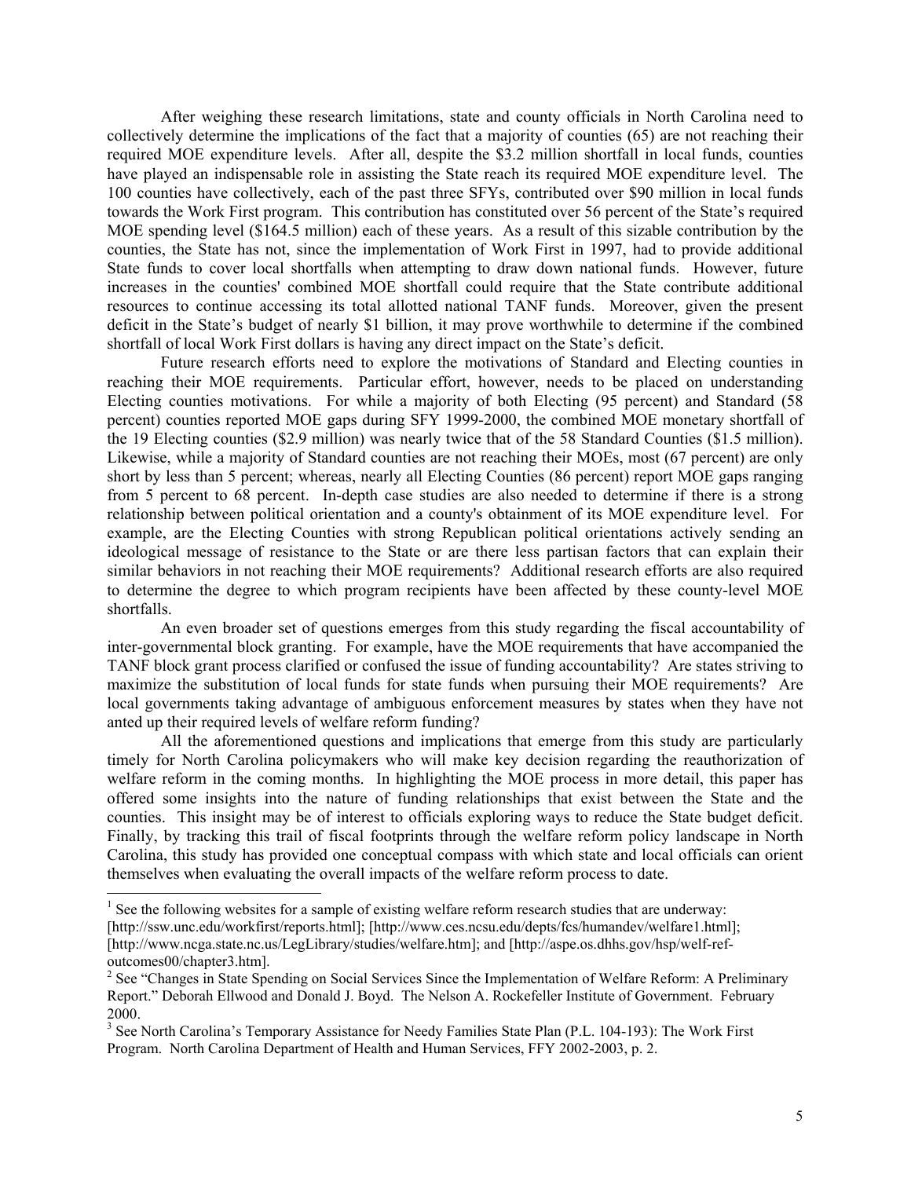After weighing these research limitations, state and county officials in North Carolina need to collectively determine the implications of the fact that a majority of counties (65) are not reaching their required MOE expenditure levels. After all, despite the $3.2 million shortfall in local funds, counties have played an indispensable role in assisting the State reach its required MOE expenditure level. The 100 counties have collectively, each of the past three SFYs, contributed over $90 million in local funds towards the Work First program. This contribution has constituted over 56 percent of the State's required MOE spending level ($164.5 million) each of these years. As a result of this sizable contribution by the counties, the State has not, since the implementation of Work First in 1997, had to provide additional State funds to cover local shortfalls when attempting to draw down national funds. However, future increases in the counties' combined MOE shortfall could require that the State contribute additional resources to continue accessing its total allotted national TANF funds. Moreover, given the present deficit in the State's budget of nearly $1 billion, it may prove worthwhile to determine if the combined shortfall of local Work First dollars is having any direct impact on the State's deficit.

Future research efforts need to explore the motivations of Standard and Electing counties in reaching their MOE requirements. Particular effort, however, needs to be placed on understanding Electing counties motivations. For while a majority of both Electing (95 percent) and Standard (58 percent) counties reported MOE gaps during SFY 1999-2000, the combined MOE monetary shortfall of the 19 Electing counties ($2.9 million) was nearly twice that of the 58 Standard Counties ($1.5 million). Likewise, while a majority of Standard counties are not reaching their MOEs, most (67 percent) are only short by less than 5 percent; whereas, nearly all Electing Counties (86 percent) report MOE gaps ranging from 5 percent to 68 percent. In-depth case studies are also needed to determine if there is a strong relationship between political orientation and a county's obtainment of its MOE expenditure level. For example, are the Electing Counties with strong Republican political orientations actively sending an ideological message of resistance to the State or are there less partisan factors that can explain their similar behaviors in not reaching their MOE requirements? Additional research efforts are also required to determine the degree to which program recipients have been affected by these county-level MOE shortfalls.

An even broader set of questions emerges from this study regarding the fiscal accountability of inter-governmental block granting. For example, have the MOE requirements that have accompanied the TANF block grant process clarified or confused the issue of funding accountability? Are states striving to maximize the substitution of local funds for state funds when pursuing their MOE requirements? Are local governments taking advantage of ambiguous enforcement measures by states when they have not anted up their required levels of welfare reform funding?

All the aforementioned questions and implications that emerge from this study are particularly timely for North Carolina policymakers who will make key decision regarding the reauthorization of welfare reform in the coming months. In highlighting the MOE process in more detail, this paper has offered some insights into the nature of funding relationships that exist between the State and the counties. This insight may be of interest to officials exploring ways to reduce the State budget deficit. Finally, by tracking this trail of fiscal footprints through the welfare reform policy landscape in North Carolina, this study has provided one conceptual compass with which state and local officials can orient themselves when evaluating the overall impacts of the welfare reform process to date.

---

[1] See the following websites for a sample of existing welfare reform research studies that are underway: [http://ssw.unc.edu/workfirst/reports.html]; [http://www.ces.ncsu.edu/depts/fcs/humandev/welfare1.html]; [http://www.ncga.state.nc.us/LegLibrary/studies/welfare.htm]; and [http://aspe.os.dhhs.gov/hsp/welf-ref-outcomes00/chapter3.htm].

[2] See "Changes in State Spending on Social Services Since the Implementation of Welfare Reform: A Preliminary Report." Deborah Ellwood and Donald J. Boyd. The Nelson A. Rockefeller Institute of Government. February 2000.

[3] See North Carolina's Temporary Assistance for Needy Families State Plan (P.L. 104-193): The Work First Program. North Carolina Department of Health and Human Services, FFY 2002-2003, p. 2.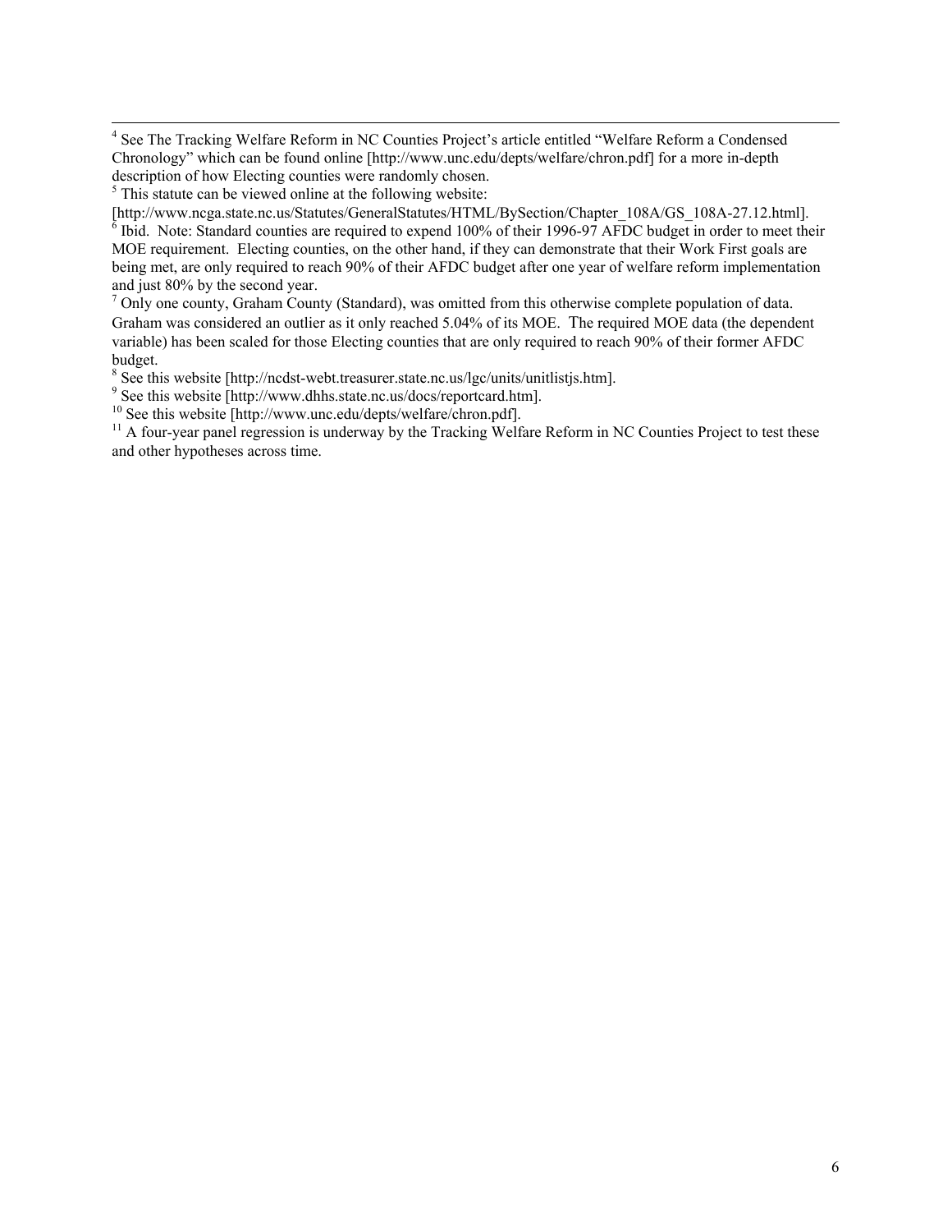[4] See The Tracking Welfare Reform in NC Counties Project's article entitled "Welfare Reform a Condensed Chronology" which can be found online [http://www.unc.edu/depts/welfare/chron.pdf] for a more in-depth description of how Electing counties were randomly chosen.

[5] This statute can be viewed online at the following website: [http://www.ncga.state.nc.us/Statutes/GeneralStatutes/HTML/BySection/Chapter_108A/GS_108A-27.12.html].

[6] Ibid. Note: Standard counties are required to expend 100% of their 1996-97 AFDC budget in order to meet their MOE requirement. Electing counties, on the other hand, if they can demonstrate that their Work First goals are being met, are only required to reach 90% of their AFDC budget after one year of welfare reform implementation and just 80% by the second year.

[7] Only one county, Graham County (Standard), was omitted from this otherwise complete population of data. Graham was considered an outlier as it only reached 5.04% of its MOE. The required MOE data (the dependent variable) has been scaled for those Electing counties that are only required to reach 90% of their former AFDC budget.

[8] See this website [http://ncdst-webt.treasurer.state.nc.us/lgc/units/unitlistjs.htm].

[9] See this website [http://www.dhhs.state.nc.us/docs/reportcard.htm].

[10] See this website [http://www.unc.edu/depts/welfare/chron.pdf].

[11] A four-year panel regression is underway by the Tracking Welfare Reform in NC Counties Project to test these and other hypotheses across time.